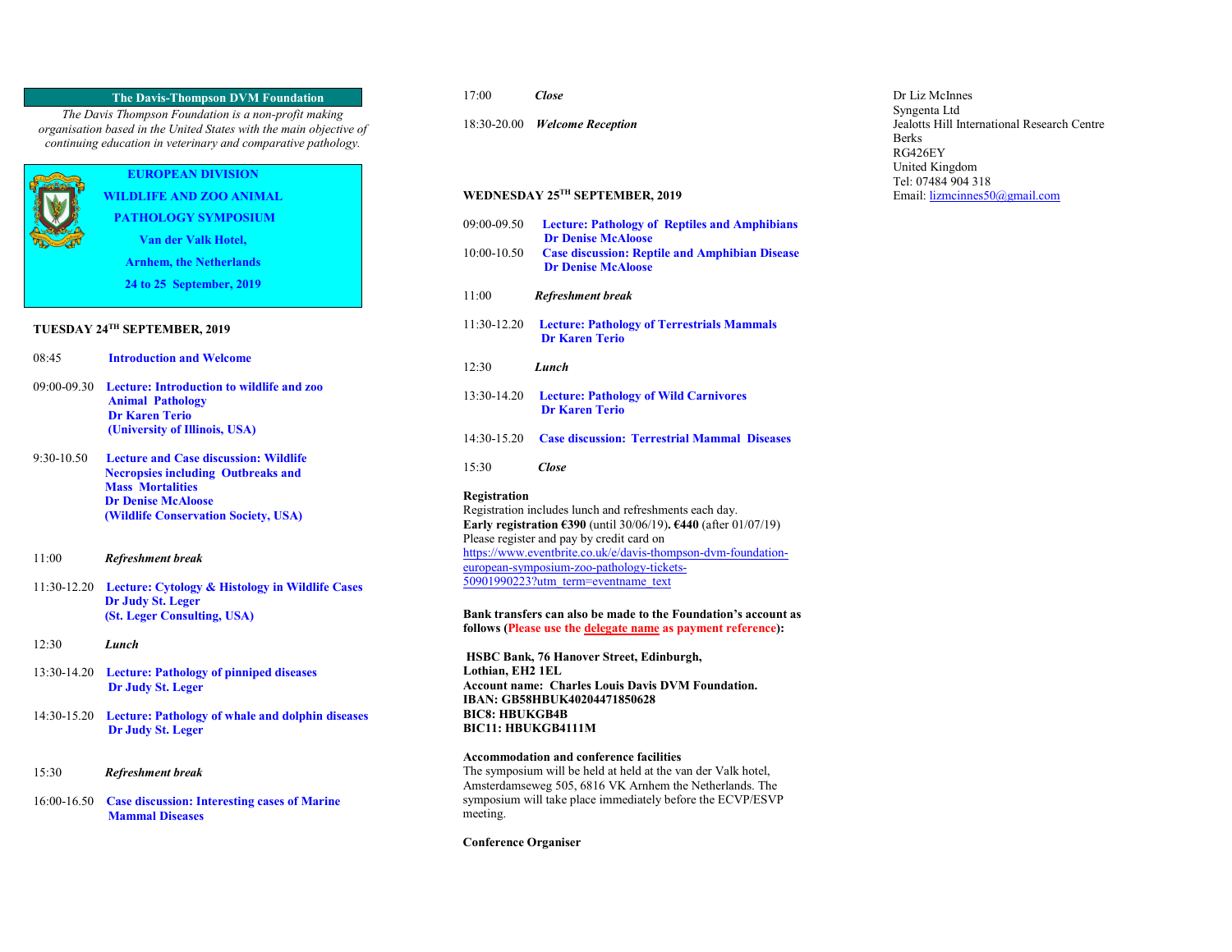**The Davis-Thompson DVM Foundation**

*The Davis Thompson Foundation is a non-profit making organisation based in the United States with the main objective of continuing education in veterinary and comparative pathology.*

# EUROPEAN DIVISION WILDLIFE AND ZOO ANIMAL PATHOLOGY SYMPOSIUM

**Van der Valk Hotel,**

**Arnhem, the Netherlands**

**24 to 25 September, 2019**

## TUESDAY 24TH SEPTEMBER, 2019

08:45 **Introduction and Welcome**

09:00-09.30 **Lecture: Introduction to wildlife and zoo Animal Pathology**
**Dr Karen Terio**
**(University of Illinois, USA)**

9:30-10.50 **Lecture and Case discussion: Wildlife Necropsies including Outbreaks and Mass Mortalities**
**Dr Denise McAloose**
**(Wildlife Conservation Society, USA)**

11:00 ***Refreshment break***

11:30-12.20 **Lecture: Cytology & Histology in Wildlife Cases**
**Dr Judy St. Leger**
**(St. Leger Consulting, USA)**

12:30 ***Lunch***

13:30-14.20 **Lecture: Pathology of pinniped diseases**
**Dr Judy St. Leger**

14:30-15.20 **Lecture: Pathology of whale and dolphin diseases**
**Dr Judy St. Leger**

15:30 ***Refreshment break***

16:00-16.50 **Case discussion: Interesting cases of Marine Mammal Diseases**

17:00 ***Close***

18:30-20.00 ***Welcome Reception***

## WEDNESDAY 25TH SEPTEMBER, 2019

09:00-09.50 **Lecture: Pathology of Reptiles and Amphibians**
**Dr Denise McAloose**

10:00-10.50 **Case discussion: Reptile and Amphibian Disease**
**Dr Denise McAloose**

11:00 ***Refreshment break***

11:30-12.20 **Lecture: Pathology of Terrestrials Mammals**
**Dr Karen Terio**

12:30 ***Lunch***

13:30-14.20 **Lecture: Pathology of Wild Carnivores**
**Dr Karen Terio**

14:30-15.20 **Case discussion: Terrestrial Mammal Diseases**

15:30 ***Close***

**Registration**

Registration includes lunch and refreshments each day.
**Early registration €390** (until 30/06/19)**. €440** (after 01/07/19)
Please register and pay by credit card on
https://www.eventbrite.co.uk/e/davis-thompson-dvm-foundation-european-symposium-zoo-pathology-tickets-50901990223?utm_term=eventname_text

**Bank transfers can also be made to the Foundation's account as follows (Please use the delegate name as payment reference):**

**HSBC Bank, 76 Hanover Street, Edinburgh, Lothian, EH2 1EL**
**Account name: Charles Louis Davis DVM Foundation.**
**IBAN: GB58HBUK40204471850628**
**BIC8: HBUKGB4B**
**BIC11: HBUKGB4111M**

**Accommodation and conference facilities**

The symposium will be held at held at the van der Valk hotel, Amsterdamseweg 505, 6816 VK Arnhem the Netherlands. The symposium will take place immediately before the ECVP/ESVP meeting.

**Conference Organiser**

Dr Liz McInnes
Syngenta Ltd
Jealotts Hill International Research Centre
Berks
RG426EY
United Kingdom
Tel: 07484 904 318
Email: lizmcinnes50@gmail.com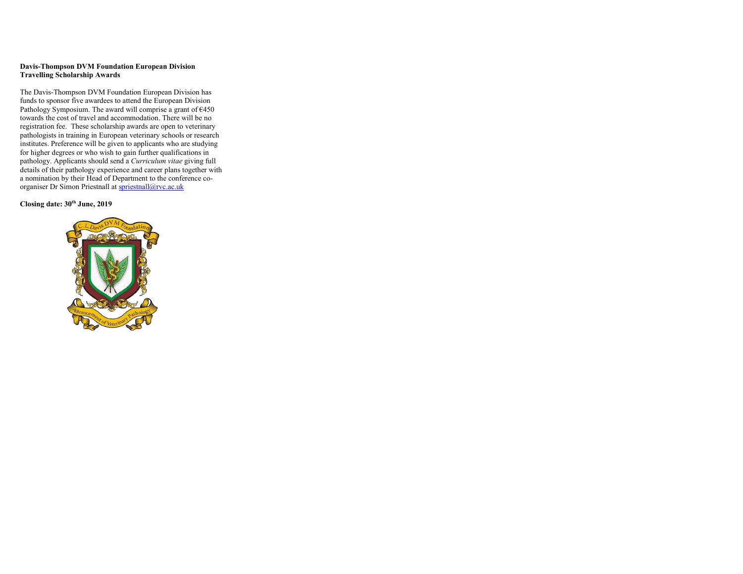**Davis-Thompson DVM Foundation European Division Travelling Scholarship Awards**

The Davis-Thompson DVM Foundation European Division has funds to sponsor five awardees to attend the European Division Pathology Symposium. The award will comprise a grant of €450 towards the cost of travel and accommodation. There will be no registration fee. These scholarship awards are open to veterinary pathologists in training in European veterinary schools or research institutes. Preference will be given to applicants who are studying for higher degrees or who wish to gain further qualifications in pathology. Applicants should send a *Curriculum vitae* giving full details of their pathology experience and career plans together with a nomination by their Head of Department to the conference co-organiser Dr Simon Priestnall at spriestnall@rvc.ac.uk

**Closing date: 30th June, 2019**